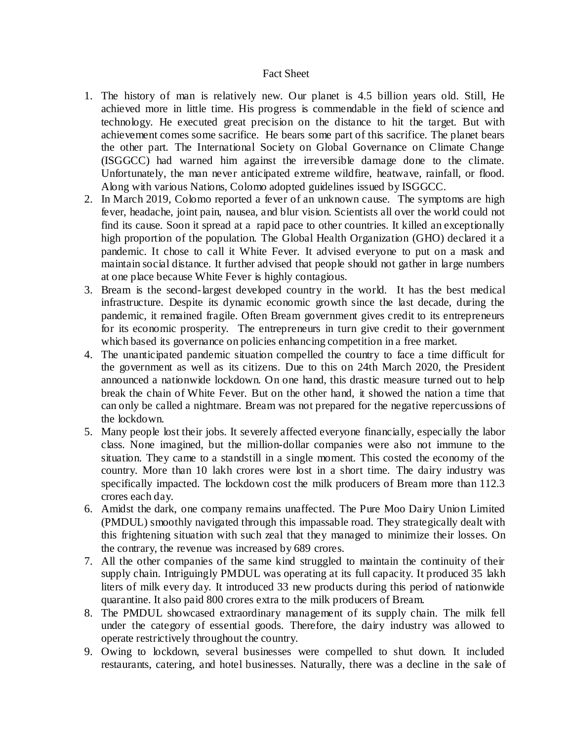# Fact Sheet

1. The history of man is relatively new. Our planet is 4.5 billion years old. Still, He achieved more in little time. His progress is commendable in the field of science and technology. He executed great precision on the distance to hit the target. But with achievement comes some sacrifice. He bears some part of this sacrifice. The planet bears the other part. The International Society on Global Governance on Climate Change (ISGGCC) had warned him against the irreversible damage done to the climate. Unfortunately, the man never anticipated extreme wildfire, heatwave, rainfall, or flood. Along with various Nations, Colomo adopted guidelines issued by ISGGCC.
2. In March 2019, Colomo reported a fever of an unknown cause. The symptoms are high fever, headache, joint pain, nausea, and blur vision. Scientists all over the world could not find its cause. Soon it spread at a rapid pace to other countries. It killed an exceptionally high proportion of the population. The Global Health Organization (GHO) declared it a pandemic. It chose to call it White Fever. It advised everyone to put on a mask and maintain social distance. It further advised that people should not gather in large numbers at one place because White Fever is highly contagious.
3. Bream is the second-largest developed country in the world. It has the best medical infrastructure. Despite its dynamic economic growth since the last decade, during the pandemic, it remained fragile. Often Bream government gives credit to its entrepreneurs for its economic prosperity. The entrepreneurs in turn give credit to their government which based its governance on policies enhancing competition in a free market.
4. The unanticipated pandemic situation compelled the country to face a time difficult for the government as well as its citizens. Due to this on 24th March 2020, the President announced a nationwide lockdown. On one hand, this drastic measure turned out to help break the chain of White Fever. But on the other hand, it showed the nation a time that can only be called a nightmare. Bream was not prepared for the negative repercussions of the lockdown.
5. Many people lost their jobs. It severely affected everyone financially, especially the labor class. None imagined, but the million-dollar companies were also not immune to the situation. They came to a standstill in a single moment. This costed the economy of the country. More than 10 lakh crores were lost in a short time. The dairy industry was specifically impacted. The lockdown cost the milk producers of Bream more than 112.3 crores each day.
6. Amidst the dark, one company remains unaffected. The Pure Moo Dairy Union Limited (PMDUL) smoothly navigated through this impassable road. They strategically dealt with this frightening situation with such zeal that they managed to minimize their losses. On the contrary, the revenue was increased by 689 crores.
7. All the other companies of the same kind struggled to maintain the continuity of their supply chain. Intriguingly PMDUL was operating at its full capacity. It produced 35 lakh liters of milk every day. It introduced 33 new products during this period of nationwide quarantine. It also paid 800 crores extra to the milk producers of Bream.
8. The PMDUL showcased extraordinary management of its supply chain. The milk fell under the category of essential goods. Therefore, the dairy industry was allowed to operate restrictively throughout the country.
9. Owing to lockdown, several businesses were compelled to shut down. It included restaurants, catering, and hotel businesses. Naturally, there was a decline in the sale of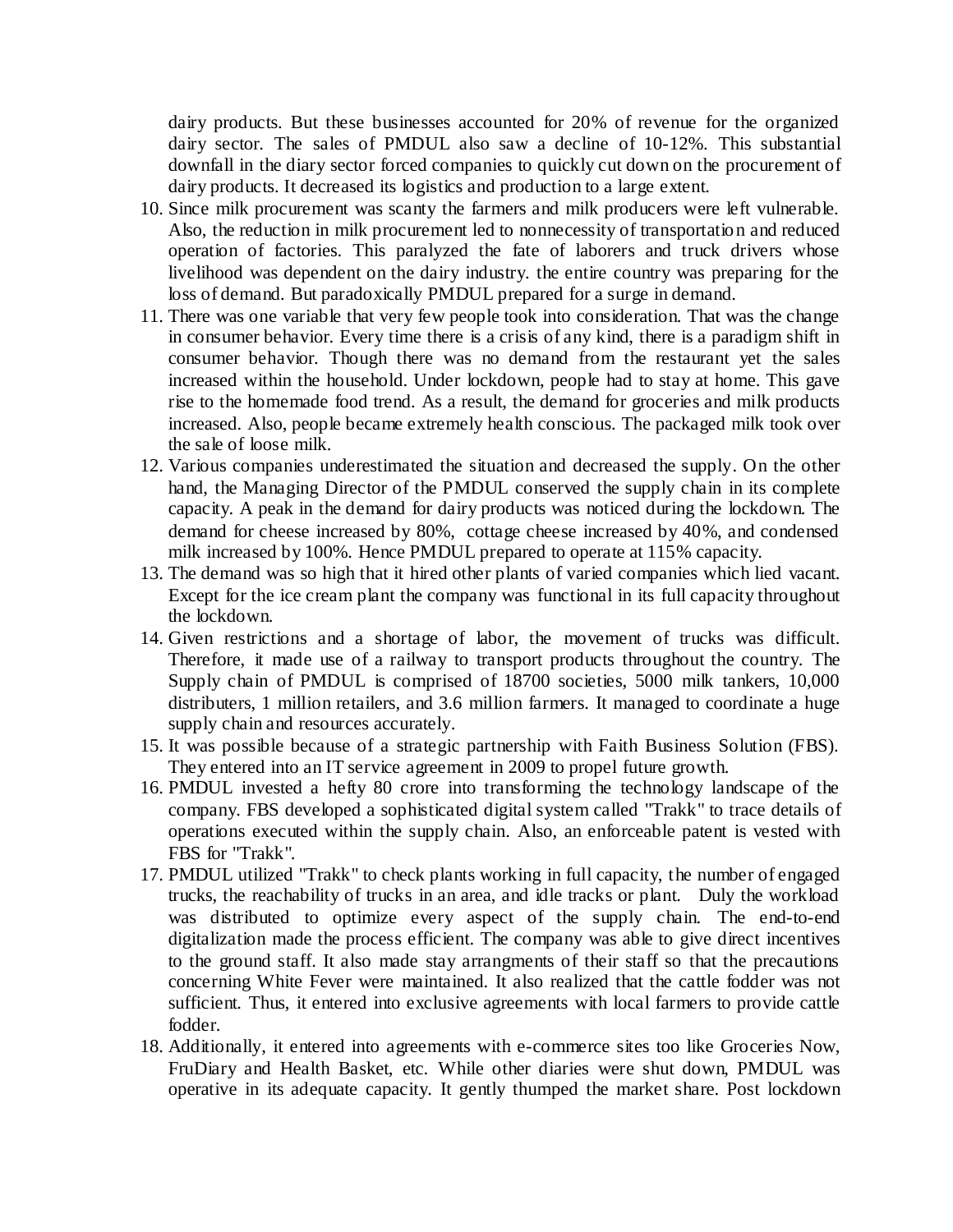dairy products. But these businesses accounted for 20% of revenue for the organized dairy sector. The sales of PMDUL also saw a decline of 10-12%. This substantial downfall in the diary sector forced companies to quickly cut down on the procurement of dairy products. It decreased its logistics and production to a large extent.

10. Since milk procurement was scanty the farmers and milk producers were left vulnerable. Also, the reduction in milk procurement led to nonnecessity of transportation and reduced operation of factories. This paralyzed the fate of laborers and truck drivers whose livelihood was dependent on the dairy industry. the entire country was preparing for the loss of demand. But paradoxically PMDUL prepared for a surge in demand.
11. There was one variable that very few people took into consideration. That was the change in consumer behavior. Every time there is a crisis of any kind, there is a paradigm shift in consumer behavior. Though there was no demand from the restaurant yet the sales increased within the household. Under lockdown, people had to stay at home. This gave rise to the homemade food trend. As a result, the demand for groceries and milk products increased. Also, people became extremely health conscious. The packaged milk took over the sale of loose milk.
12. Various companies underestimated the situation and decreased the supply. On the other hand, the Managing Director of the PMDUL conserved the supply chain in its complete capacity. A peak in the demand for dairy products was noticed during the lockdown. The demand for cheese increased by 80%, cottage cheese increased by 40%, and condensed milk increased by 100%. Hence PMDUL prepared to operate at 115% capacity.
13. The demand was so high that it hired other plants of varied companies which lied vacant. Except for the ice cream plant the company was functional in its full capacity throughout the lockdown.
14. Given restrictions and a shortage of labor, the movement of trucks was difficult. Therefore, it made use of a railway to transport products throughout the country. The Supply chain of PMDUL is comprised of 18700 societies, 5000 milk tankers, 10,000 distributers, 1 million retailers, and 3.6 million farmers. It managed to coordinate a huge supply chain and resources accurately.
15. It was possible because of a strategic partnership with Faith Business Solution (FBS). They entered into an IT service agreement in 2009 to propel future growth.
16. PMDUL invested a hefty 80 crore into transforming the technology landscape of the company. FBS developed a sophisticated digital system called "Trakk" to trace details of operations executed within the supply chain. Also, an enforceable patent is vested with FBS for "Trakk".
17. PMDUL utilized "Trakk" to check plants working in full capacity, the number of engaged trucks, the reachability of trucks in an area, and idle tracks or plant. Duly the workload was distributed to optimize every aspect of the supply chain. The end-to-end digitalization made the process efficient. The company was able to give direct incentives to the ground staff. It also made stay arrangments of their staff so that the precautions concerning White Fever were maintained. It also realized that the cattle fodder was not sufficient. Thus, it entered into exclusive agreements with local farmers to provide cattle fodder.
18. Additionally, it entered into agreements with e-commerce sites too like Groceries Now, FruDiary and Health Basket, etc. While other diaries were shut down, PMDUL was operative in its adequate capacity. It gently thumped the market share. Post lockdown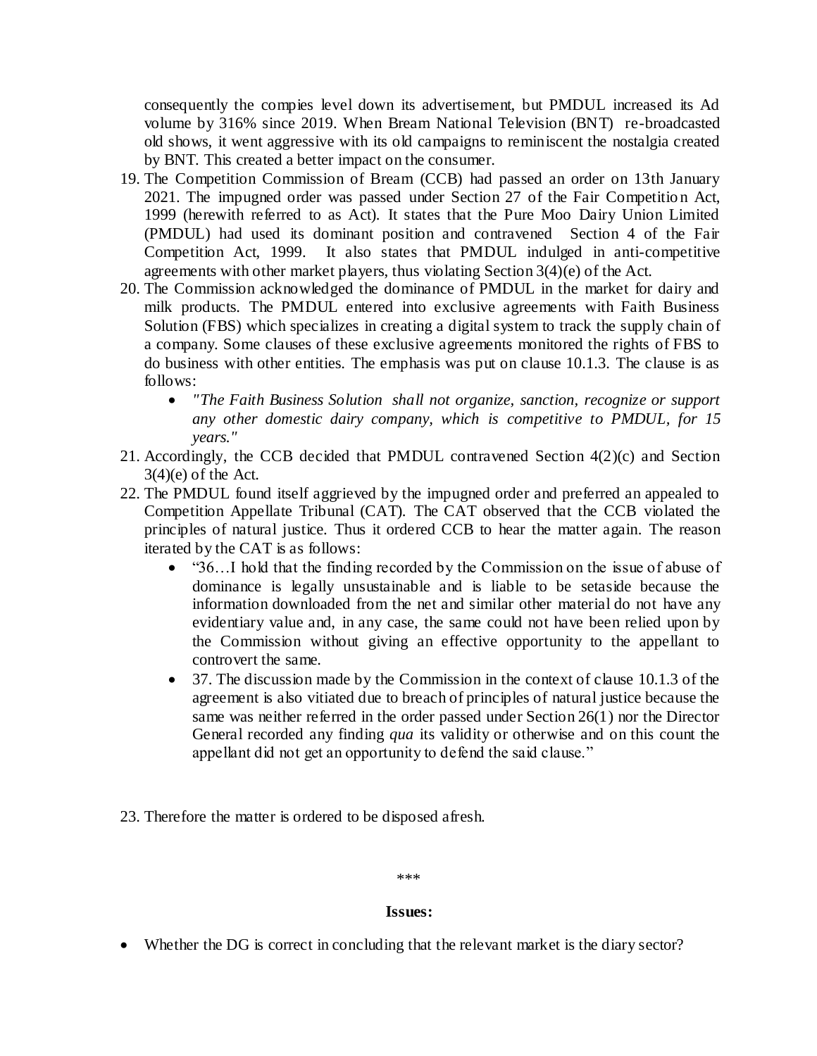consequently the compies level down its advertisement, but PMDUL increased its Ad volume by 316% since 2019. When Bream National Television (BNT) re-broadcasted old shows, it went aggressive with its old campaigns to reminiscent the nostalgia created by BNT. This created a better impact on the consumer.

19. The Competition Commission of Bream (CCB) had passed an order on 13th January 2021. The impugned order was passed under Section 27 of the Fair Competition Act, 1999 (herewith referred to as Act). It states that the Pure Moo Dairy Union Limited (PMDUL) had used its dominant position and contravened Section 4 of the Fair Competition Act, 1999. It also states that PMDUL indulged in anti-competitive agreements with other market players, thus violating Section 3(4)(e) of the Act.
20. The Commission acknowledged the dominance of PMDUL in the market for dairy and milk products. The PMDUL entered into exclusive agreements with Faith Business Solution (FBS) which specializes in creating a digital system to track the supply chain of a company. Some clauses of these exclusive agreements monitored the rights of FBS to do business with other entities. The emphasis was put on clause 10.1.3. The clause is as follows:
    - *"The Faith Business Solution shall not organize, sanction, recognize or support any other domestic dairy company, which is competitive to PMDUL, for 15 years."*
21. Accordingly, the CCB decided that PMDUL contravened Section 4(2)(c) and Section 3(4)(e) of the Act.
22. The PMDUL found itself aggrieved by the impugned order and preferred an appealed to Competition Appellate Tribunal (CAT). The CAT observed that the CCB violated the principles of natural justice. Thus it ordered CCB to hear the matter again. The reason iterated by the CAT is as follows:
    - "36…I hold that the finding recorded by the Commission on the issue of abuse of dominance is legally unsustainable and is liable to be setaside because the information downloaded from the net and similar other material do not have any evidentiary value and, in any case, the same could not have been relied upon by the Commission without giving an effective opportunity to the appellant to controvert the same.
    - 37. The discussion made by the Commission in the context of clause 10.1.3 of the agreement is also vitiated due to breach of principles of natural justice because the same was neither referred in the order passed under Section 26(1) nor the Director General recorded any finding *qua* its validity or otherwise and on this count the appellant did not get an opportunity to defend the said clause."

23. Therefore the matter is ordered to be disposed afresh.

\*\*\*

**Issues:**

- Whether the DG is correct in concluding that the relevant market is the diary sector?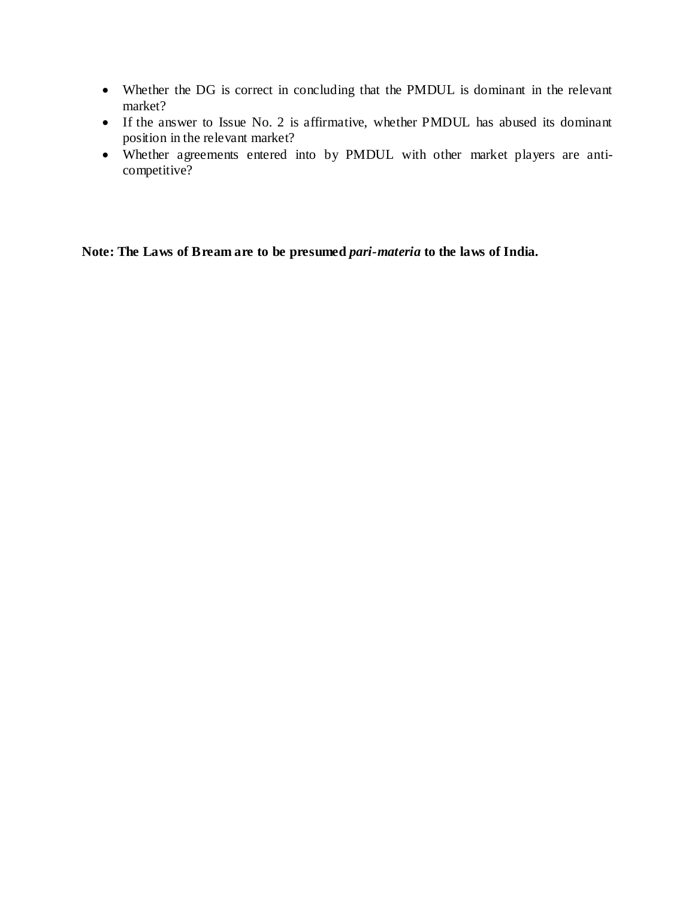- Whether the DG is correct in concluding that the PMDUL is dominant in the relevant market?
- If the answer to Issue No. 2 is affirmative, whether PMDUL has abused its dominant position in the relevant market?
- Whether agreements entered into by PMDUL with other market players are anti-competitive?

**Note: The Laws of Bream are to be presumed *pari-materia* to the laws of India.**